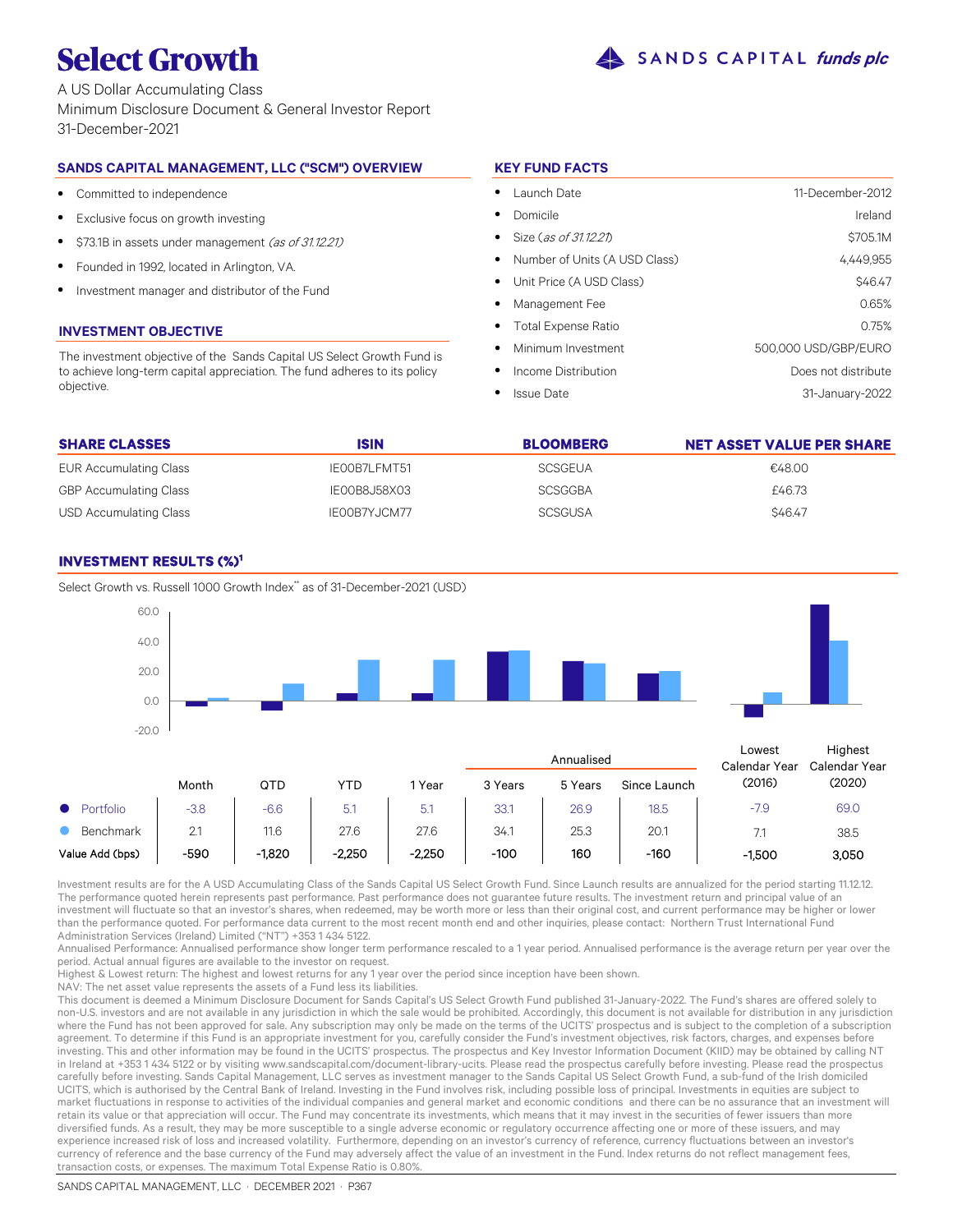# Select Growth

SANDS CAPITAL *funds plc*

A US Dollar Accumulating Class
Minimum Disclosure Document & General Investor Report
31-December-2021

## SANDS CAPITAL MANAGEMENT, LLC ("SCM") OVERVIEW

- Committed to independence
- Exclusive focus on growth investing
- $73.1B in assets under management *(as of 31.12.21)*
- Founded in 1992, located in Arlington, VA.
- Investment manager and distributor of the Fund

## INVESTMENT OBJECTIVE

The investment objective of the Sands Capital US Select Growth Fund is to achieve long-term capital appreciation. The fund adheres to its policy objective.

## KEY FUND FACTS

| | |
|---|---|
| Launch Date | 11-December-2012 |
| Domicile | Ireland |
| Size *(as of 31.12.21)* | $705.1M |
| Number of Units (A USD Class) | 4,449,955 |
| Unit Price (A USD Class) | $46.47 |
| Management Fee | 0.65% |
| Total Expense Ratio | 0.75% |
| Minimum Investment | 500,000 USD/GBP/EURO |
| Income Distribution | Does not distribute |
| Issue Date | 31-January-2022 |

| SHARE CLASSES | ISIN | BLOOMBERG | NET ASSET VALUE PER SHARE |
|---|---|---|---|
| EUR Accumulating Class | IE00B7LFMT51 | SCSGEUA | €48.00 |
| GBP Accumulating Class | IE00B8J58X03 | SCSGGBA | £46.73 |
| USD Accumulating Class | IE00B7YJCM77 | SCSGUSA | $46.47 |

## INVESTMENT RESULTS (%)[1]

Select Growth vs. Russell 1000 Growth Index** as of 31-December-2021 (USD)

| | Month | QTD | YTD | 1 Year | Annualised 3 Years | 5 Years | Since Launch | Lowest Calendar Year (2016) | Highest Calendar Year (2020) |
|---|---|---|---|---|---|---|---|---|---|
| Portfolio | -3.8 | -6.6 | 5.1 | 5.1 | 33.1 | 26.9 | 18.5 | -7.9 | 69.0 |
| Benchmark | 2.1 | 11.6 | 27.6 | 27.6 | 34.1 | 25.3 | 20.1 | 7.1 | 38.5 |
| Value Add (bps) | -590 | -1,820 | -2,250 | -2,250 | -100 | 160 | -160 | -1,500 | 3,050 |

Investment results are for the A USD Accumulating Class of the Sands Capital US Select Growth Fund. Since Launch results are annualized for the period starting 11.12.12. The performance quoted herein represents past performance. Past performance does not guarantee future results. The investment return and principal value of an investment will fluctuate so that an investor's shares, when redeemed, may be worth more or less than their original cost, and current performance may be higher or lower than the performance quoted. For performance data current to the most recent month end and other inquiries, please contact: Northern Trust International Fund Administration Services (Ireland) Limited ("NT") +353 1 434 5122.

Annualised Performance: Annualised performance show longer term performance rescaled to a 1 year period. Annualised performance is the average return per year over the period. Actual annual figures are available to the investor on request.

Highest & Lowest return: The highest and lowest returns for any 1 year over the period since inception have been shown.

NAV: The net asset value represents the assets of a Fund less its liabilities.

This document is deemed a Minimum Disclosure Document for Sands Capital's US Select Growth Fund published 31-January-2022. The Fund's shares are offered solely to non-U.S. investors and are not available in any jurisdiction in which the sale would be prohibited. Accordingly, this document is not available for distribution in any jurisdiction where the Fund has not been approved for sale. Any subscription may only be made on the terms of the UCITS' prospectus and is subject to the completion of a subscription agreement. To determine if this Fund is an appropriate investment for you, carefully consider the Fund's investment objectives, risk factors, charges, and expenses before investing. This and other information may be found in the UCITS' prospectus. The prospectus and Key Investor Information Document (KIID) may be obtained by calling NT in Ireland at +353 1 434 5122 or by visiting www.sandscapital.com/document-library-ucits. Please read the prospectus carefully before investing. Please read the prospectus carefully before investing. Sands Capital Management, LLC serves as investment manager to the Sands Capital US Select Growth Fund, a sub-fund of the Irish domiciled UCITS, which is authorised by the Central Bank of Ireland. Investing in the Fund involves risk, including possible loss of principal. Investments in equities are subject to market fluctuations in response to activities of the individual companies and general market and economic conditions and there can be no assurance that an investment will retain its value or that appreciation will occur. The Fund may concentrate its investments, which means that it may invest in the securities of fewer issuers than more diversified funds. As a result, they may be more susceptible to a single adverse economic or regulatory occurrence affecting one or more of these issuers, and may experience increased risk of loss and increased volatility. Furthermore, depending on an investor's currency of reference, currency fluctuations between an investor's currency of reference and the base currency of the Fund may adversely affect the value of an investment in the Fund. Index returns do not reflect management fees, transaction costs, or expenses. The maximum Total Expense Ratio is 0.80%.

SANDS CAPITAL MANAGEMENT, LLC · DECEMBER 2021 · P367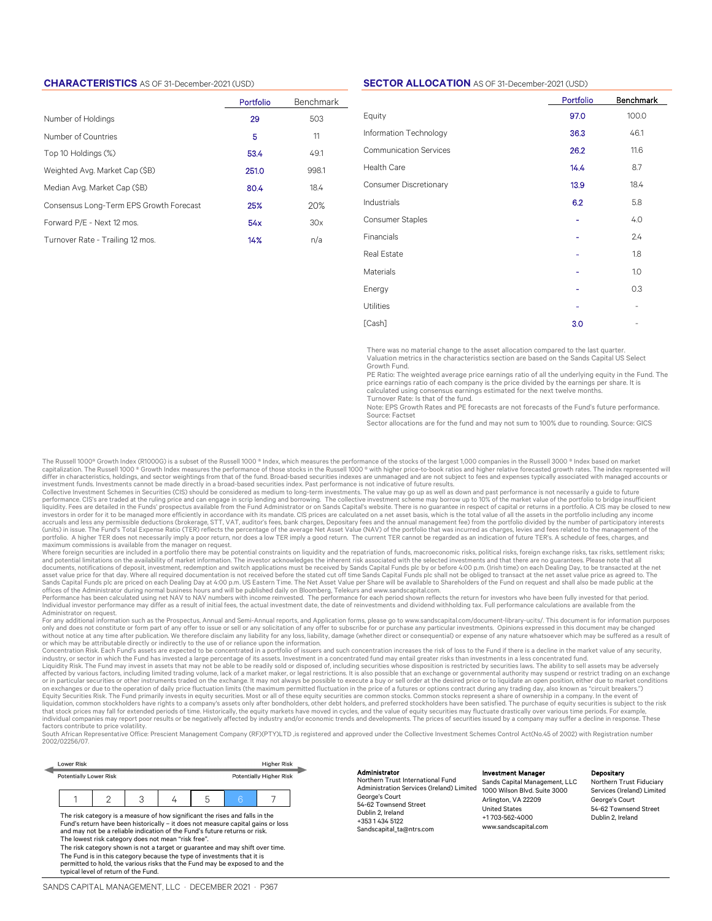## CHARACTERISTICS AS OF 31-December-2021 (USD)

| | Portfolio | Benchmark |
|---|---|---|
| Number of Holdings | 29 | 503 |
| Number of Countries | 5 | 11 |
| Top 10 Holdings (%) | 53.4 | 49.1 |
| Weighted Avg. Market Cap ($B) | 251.0 | 998.1 |
| Median Avg. Market Cap ($B) | 80.4 | 18.4 |
| Consensus Long-Term EPS Growth Forecast | 25% | 20% |
| Forward P/E - Next 12 mos. | 54x | 30x |
| Turnover Rate - Trailing 12 mos. | 14% | n/a |

## SECTOR ALLOCATION AS OF 31-December-2021 (USD)

| | Portfolio | Benchmark |
|---|---|---|
| Equity | 97.0 | 100.0 |
| Information Technology | 36.3 | 46.1 |
| Communication Services | 26.2 | 11.6 |
| Health Care | 14.4 | 8.7 |
| Consumer Discretionary | 13.9 | 18.4 |
| Industrials | 6.2 | 5.8 |
| Consumer Staples | - | 4.0 |
| Financials | - | 2.4 |
| Real Estate | - | 1.8 |
| Materials | - | 1.0 |
| Energy | - | 0.3 |
| Utilities | - | - |
| [Cash] | 3.0 | - |

There was no material change to the asset allocation compared to the last quarter.
Valuation metrics in the characteristics section are based on the Sands Capital US Select Growth Fund.
PE Ratio: The weighted average price earnings ratio of all the underlying equity in the Fund. The price earnings ratio of each company is the price divided by the earnings per share. It is calculated using consensus earnings estimated for the next twelve months.
Turnover Rate: Is that of the fund.
Note: EPS Growth Rates and PE forecasts are not forecasts of the Fund's future performance. Source: Factset
Sector allocations are for the fund and may not sum to 100% due to rounding. Source: GICS

The Russell 1000® Growth Index (R1000G) is a subset of the Russell 1000 ® Index, which measures the performance of the stocks of the largest 1,000 companies in the Russell 3000 ® Index based on market capitalization. The Russell 1000 ® Growth Index measures the performance of those stocks in the Russell 1000 ® with higher price-to-book ratios and higher relative forecasted growth rates. The index represented will differ in characteristics, holdings, and sector weightings from that of the fund. Broad-based securities indexes are unmanaged and are not subject to fees and expenses typically associated with managed accounts or investment funds. Investments cannot be made directly in a broad-based securities index. Past performance is not indicative of future results.
Collective Investment Schemes in Securities (CIS) should be considered as medium to long-term investments. The value may go up as well as down and past performance is not necessarily a guide to future performance. CIS's are traded at the ruling price and can engage in scrip lending and borrowing. The collective investment scheme may borrow up to 10% of the market value of the portfolio to bridge insufficient liquidity. Fees are detailed in the Funds' prospectus available from the Fund Administrator or on Sands Capital's website. There is no guarantee in respect of capital or returns in a portfolio. A CIS may be closed to new investors in order for it to be managed more efficiently in accordance with its mandate. CIS prices are calculated on a net asset basis, which is the total value of all the assets in the portfolio including any income accruals and less any permissible deductions (brokerage, STT, VAT, auditor's fees, bank charges, Depositary fees and the annual management fee) from the portfolio divided by the number of participatory interests (units) in issue. The Fund's Total Expense Ratio (TER) reflects the percentage of the average Net Asset Value (NAV) of the portfolio that was incurred as charges, levies and fees related to the management of the portfolio. A higher TER does not necessarily imply a poor return, nor does a low TER imply a good return. The current TER cannot be regarded as an indication of future TER's. A schedule of fees, charges, and maximum commissions is available from the manager on request.
Where foreign securities are included in a portfolio there may be potential constraints on liquidity and the repatriation of funds, macroeconomic risks, political risks, foreign exchange risks, tax risks, settlement risks; and potential limitations on the availability of market information. The investor acknowledges the inherent risk associated with the selected investments and that there are no guarantees. Please note that all documents, notifications of deposit, investment, redemption and switch applications must be received by Sands Capital Funds plc by or before 4:00 p.m. (Irish time) on each Dealing Day, to be transacted at the net asset value price for that day. Where all required documentation is not received before the stated cut off time Sands Capital Funds plc shall not be obliged to transact at the net asset value price as agreed to. The Sands Capital Funds plc are priced on each Dealing Day at 4:00 p.m. US Eastern Time. The Net Asset Value per Share will be available to Shareholders of the Fund on request and shall also be made public at the offices of the Administrator during normal business hours and will be published daily on Bloomberg, Telekurs and www.sandscapital.com.
Performance has been calculated using net NAV to NAV numbers with income reinvested. The performance for each period shown reflects the return for investors who have been fully invested for that period. Individual investor performance may differ as a result of initial fees, the actual investment date, the date of reinvestments and dividend withholding tax. Full performance calculations are available from the Administrator on request.
For any additional information such as the Prospectus, Annual and Semi-Annual reports, and Application forms, please go to www.sandscapital.com/document-library-ucits/. This document is for information purposes only and does not constitute or form part of any offer to issue or sell or any solicitation of any offer to subscribe for or purchase any particular investments. Opinions expressed in this document may be changed without notice at any time after publication. We therefore disclaim any liability for any loss, liability, damage (whether direct or consequential) or expense of any nature whatsoever which may be suffered as a result of or which may be attributable directly or indirectly to the use of or reliance upon the information.
Concentration Risk. Each Fund's assets are expected to be concentrated in a portfolio of issuers and such concentration increases the risk of loss to the Fund if there is a decline in the market value of any security, industry, or sector in which the Fund has invested a large percentage of its assets. Investment in a concentrated fund may entail greater risks than investments in a less concentrated fund.
Liquidity Risk. The Fund may invest in assets that may not be able to be readily sold or disposed of, including securities whose disposition is restricted by securities laws. The ability to sell assets may be adversely affected by various factors, including limited trading volume, lack of a market maker, or legal restrictions. It is also possible that an exchange or governmental authority may suspend or restrict trading on an exchange or in particular securities or other instruments traded on the exchange. It may not always be possible to execute a buy or sell order at the desired price or to liquidate an open position, either due to market conditions on exchanges or due to the operation of daily price fluctuation limits (the maximum permitted fluctuation in the price of a futures or options contract during any trading day, also known as "circuit breakers.")
Equity Securities Risk. The Fund primarily invests in equity securities. Most or all of these equity securities are common stocks. Common stocks represent a share of ownership in a company. In the event of liquidation, common stockholders have rights to a company's assets only after bondholders, other debt holders, and preferred stockholders have been satisfied. The purchase of equity securities is subject to the risk that stock prices may fall for extended periods of time. Historically, the equity markets have moved in cycles, and the value of equity securities may fluctuate drastically over various time periods. For example, individual companies may report poor results or be negatively affected by industry and/or economic trends and developments. The prices of securities issued by a company may suffer a decline in response. These factors contribute to price volatility.
South African Representative Office: Prescient Management Company (RF)(PTY)LTD ,is registered and approved under the Collective Investment Schemes Control Act(No.45 of 2002) with Registration number 2002/02256/07.

Lower Risk — Higher Risk
Potentially Lower Risk — Potentially Higher Risk

| 1 | 2 | 3 | 4 | 5 | 6 | 7 |
|---|---|---|---|---|---|---|

The risk category is a measure of how significant the rises and falls in the Fund's return have been historically – it does not measure capital gains or loss and may not be a reliable indication of the Fund's future returns or risk.
The lowest risk category does not mean "risk free".
The risk category shown is not a target or guarantee and may shift over time.
The Fund is in this category because the type of investments that it is permitted to hold, the various risks that the Fund may be exposed to and the typical level of return of the Fund.

**Administrator**
Northern Trust International Fund Administration Services (Ireland) Limited
George's Court
54-62 Townsend Street
Dublin 2, Ireland
+353 1 434 5122
Sandscapital_ta@ntrs.com

**Investment Manager**
Sands Capital Management, LLC
1000 Wilson Blvd. Suite 3000
Arlington, VA 22209
United States
+1 703-562-4000
www.sandscapital.com

**Depositary**
Northern Trust Fiduciary Services (Ireland) Limited
George's Court
54-62 Townsend Street
Dublin 2, Ireland